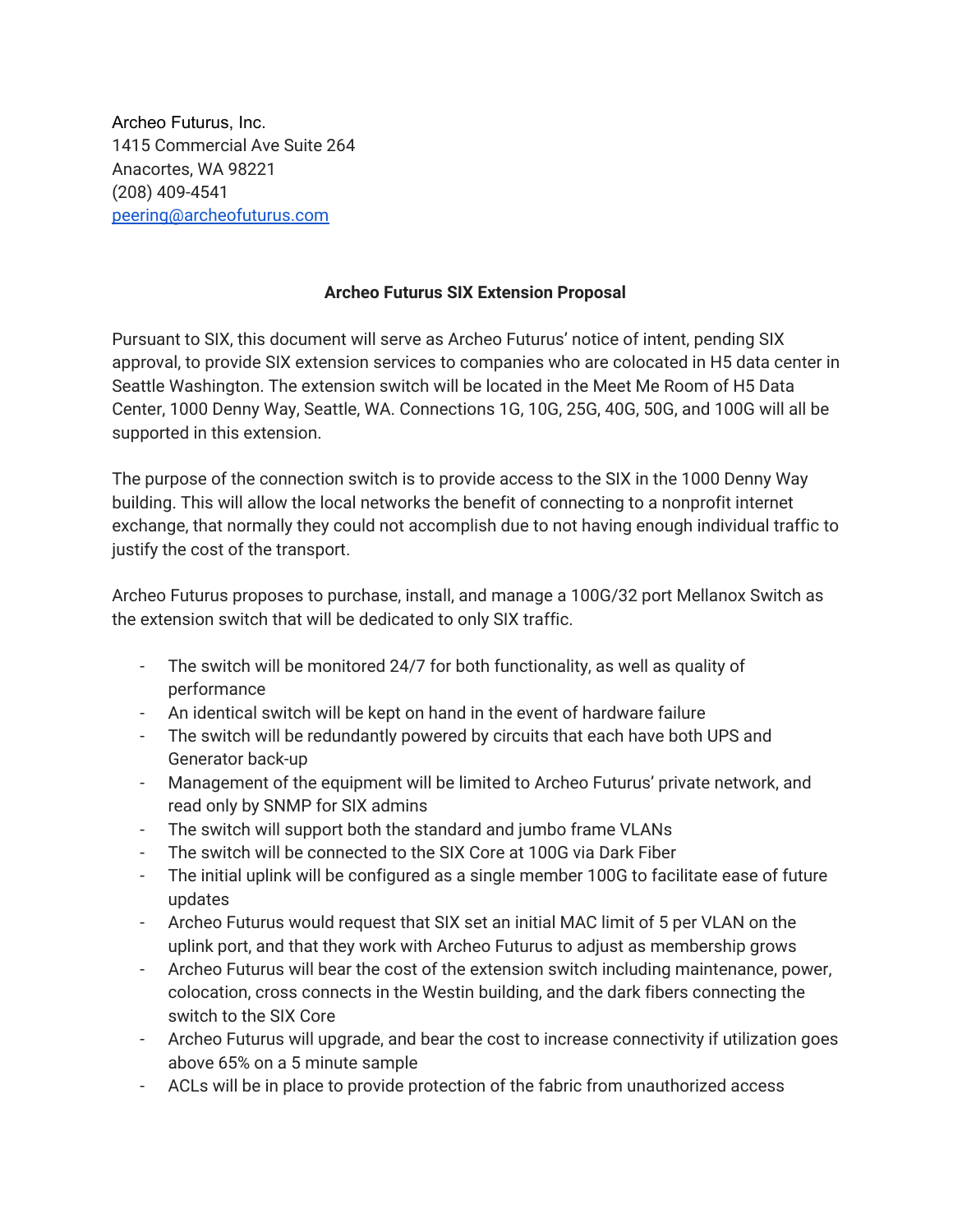Archeo Futurus, Inc.
1415 Commercial Ave Suite 264
Anacortes, WA 98221
(208) 409-4541
peering@archeofuturus.com

**Archeo Futurus SIX Extension Proposal**

Pursuant to SIX, this document will serve as Archeo Futurus' notice of intent, pending SIX approval, to provide SIX extension services to companies who are colocated in H5 data center in Seattle Washington. The extension switch will be located in the Meet Me Room of H5 Data Center, 1000 Denny Way, Seattle, WA. Connections 1G, 10G, 25G, 40G, 50G, and 100G will all be supported in this extension.

The purpose of the connection switch is to provide access to the SIX in the 1000 Denny Way building. This will allow the local networks the benefit of connecting to a nonprofit internet exchange, that normally they could not accomplish due to not having enough individual traffic to justify the cost of the transport.

Archeo Futurus proposes to purchase, install, and manage a 100G/32 port Mellanox Switch as the extension switch that will be dedicated to only SIX traffic.

- The switch will be monitored 24/7 for both functionality, as well as quality of performance
- An identical switch will be kept on hand in the event of hardware failure
- The switch will be redundantly powered by circuits that each have both UPS and Generator back-up
- Management of the equipment will be limited to Archeo Futurus' private network, and read only by SNMP for SIX admins
- The switch will support both the standard and jumbo frame VLANs
- The switch will be connected to the SIX Core at 100G via Dark Fiber
- The initial uplink will be configured as a single member 100G to facilitate ease of future updates
- Archeo Futurus would request that SIX set an initial MAC limit of 5 per VLAN on the uplink port, and that they work with Archeo Futurus to adjust as membership grows
- Archeo Futurus will bear the cost of the extension switch including maintenance, power, colocation, cross connects in the Westin building, and the dark fibers connecting the switch to the SIX Core
- Archeo Futurus will upgrade, and bear the cost to increase connectivity if utilization goes above 65% on a 5 minute sample
- ACLs will be in place to provide protection of the fabric from unauthorized access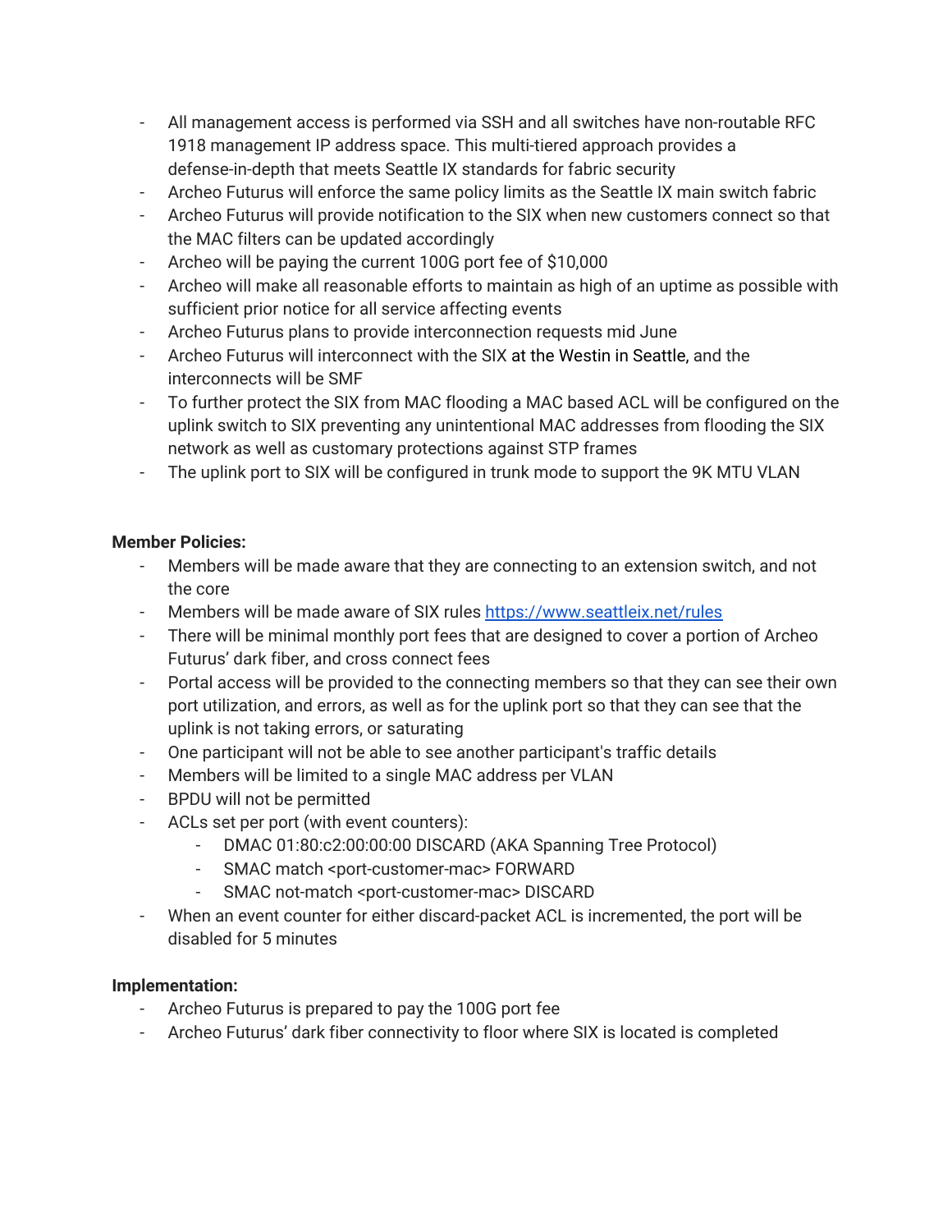- All management access is performed via SSH and all switches have non-routable RFC 1918 management IP address space. This multi-tiered approach provides a defense-in-depth that meets Seattle IX standards for fabric security
- Archeo Futurus will enforce the same policy limits as the Seattle IX main switch fabric
- Archeo Futurus will provide notification to the SIX when new customers connect so that the MAC filters can be updated accordingly
- Archeo will be paying the current 100G port fee of $10,000
- Archeo will make all reasonable efforts to maintain as high of an uptime as possible with sufficient prior notice for all service affecting events
- Archeo Futurus plans to provide interconnection requests mid June
- Archeo Futurus will interconnect with the SIX at the Westin in Seattle, and the interconnects will be SMF
- To further protect the SIX from MAC flooding a MAC based ACL will be configured on the uplink switch to SIX preventing any unintentional MAC addresses from flooding the SIX network as well as customary protections against STP frames
- The uplink port to SIX will be configured in trunk mode to support the 9K MTU VLAN

**Member Policies:**

- Members will be made aware that they are connecting to an extension switch, and not the core
- Members will be made aware of SIX rules [https://www.seattleix.net/rules](https://www.seattleix.net/rules)
- There will be minimal monthly port fees that are designed to cover a portion of Archeo Futurus' dark fiber, and cross connect fees
- Portal access will be provided to the connecting members so that they can see their own port utilization, and errors, as well as for the uplink port so that they can see that the uplink is not taking errors, or saturating
- One participant will not be able to see another participant's traffic details
- Members will be limited to a single MAC address per VLAN
- BPDU will not be permitted
- ACLs set per port (with event counters):
  - DMAC 01:80:c2:00:00:00 DISCARD (AKA Spanning Tree Protocol)
  - SMAC match <port-customer-mac> FORWARD
  - SMAC not-match <port-customer-mac> DISCARD
- When an event counter for either discard-packet ACL is incremented, the port will be disabled for 5 minutes

**Implementation:**

- Archeo Futurus is prepared to pay the 100G port fee
- Archeo Futurus' dark fiber connectivity to floor where SIX is located is completed